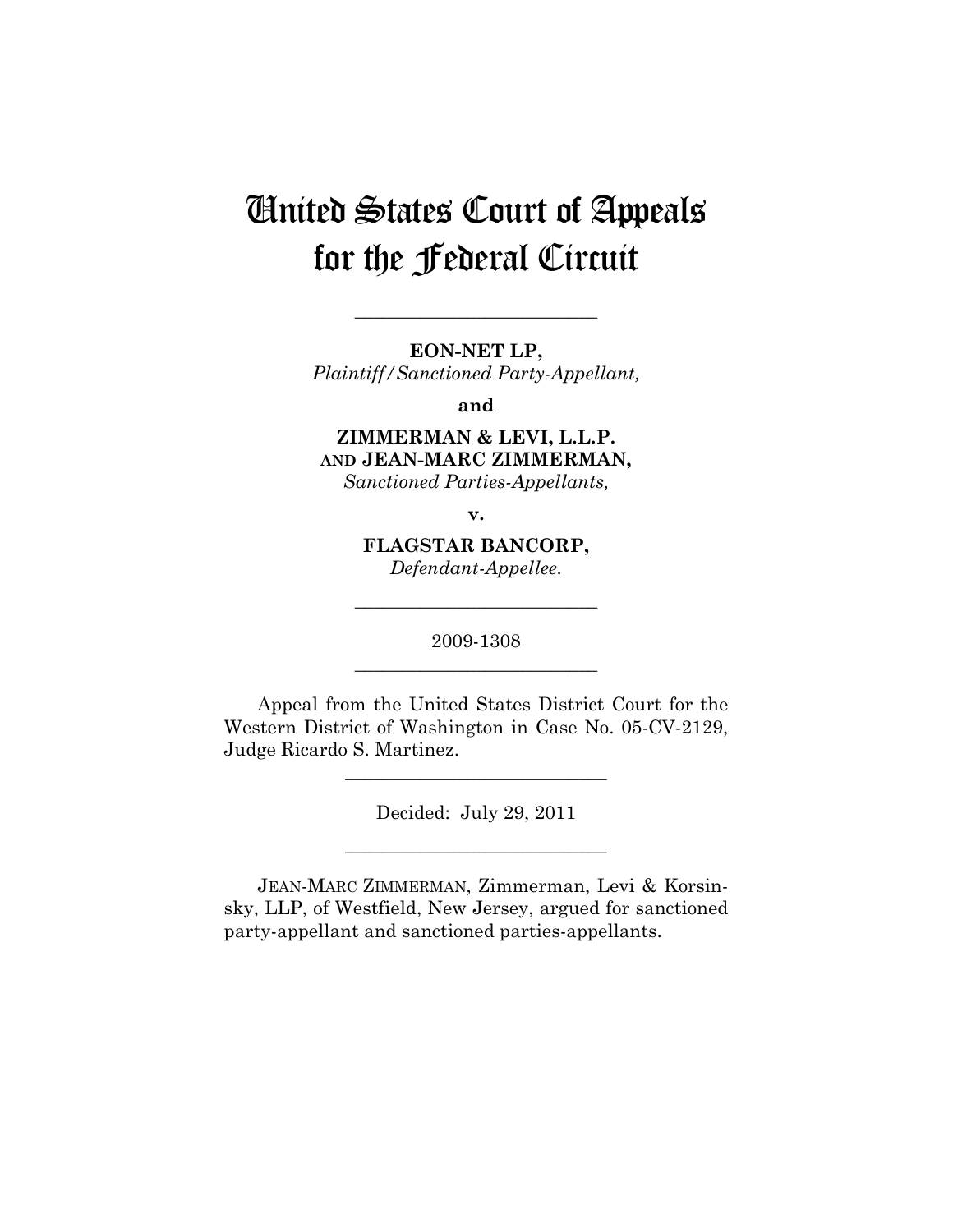# United States Court of Appeals for the Federal Circuit

---

**EON-NET LP,**
*Plaintiff/Sanctioned Party-Appellant,*

**and**

**ZIMMERMAN & LEVI, L.L.P. AND JEAN-MARC ZIMMERMAN,**
*Sanctioned Parties-Appellants,*

**v.**

**FLAGSTAR BANCORP,**
*Defendant-Appellee.*

---

2009-1308

---

Appeal from the United States District Court for the Western District of Washington in Case No. 05-CV-2129, Judge Ricardo S. Martinez.

---

Decided: July 29, 2011

---

JEAN-MARC ZIMMERMAN, Zimmerman, Levi & Korsinsky, LLP, of Westfield, New Jersey, argued for sanctioned party-appellant and sanctioned parties-appellants.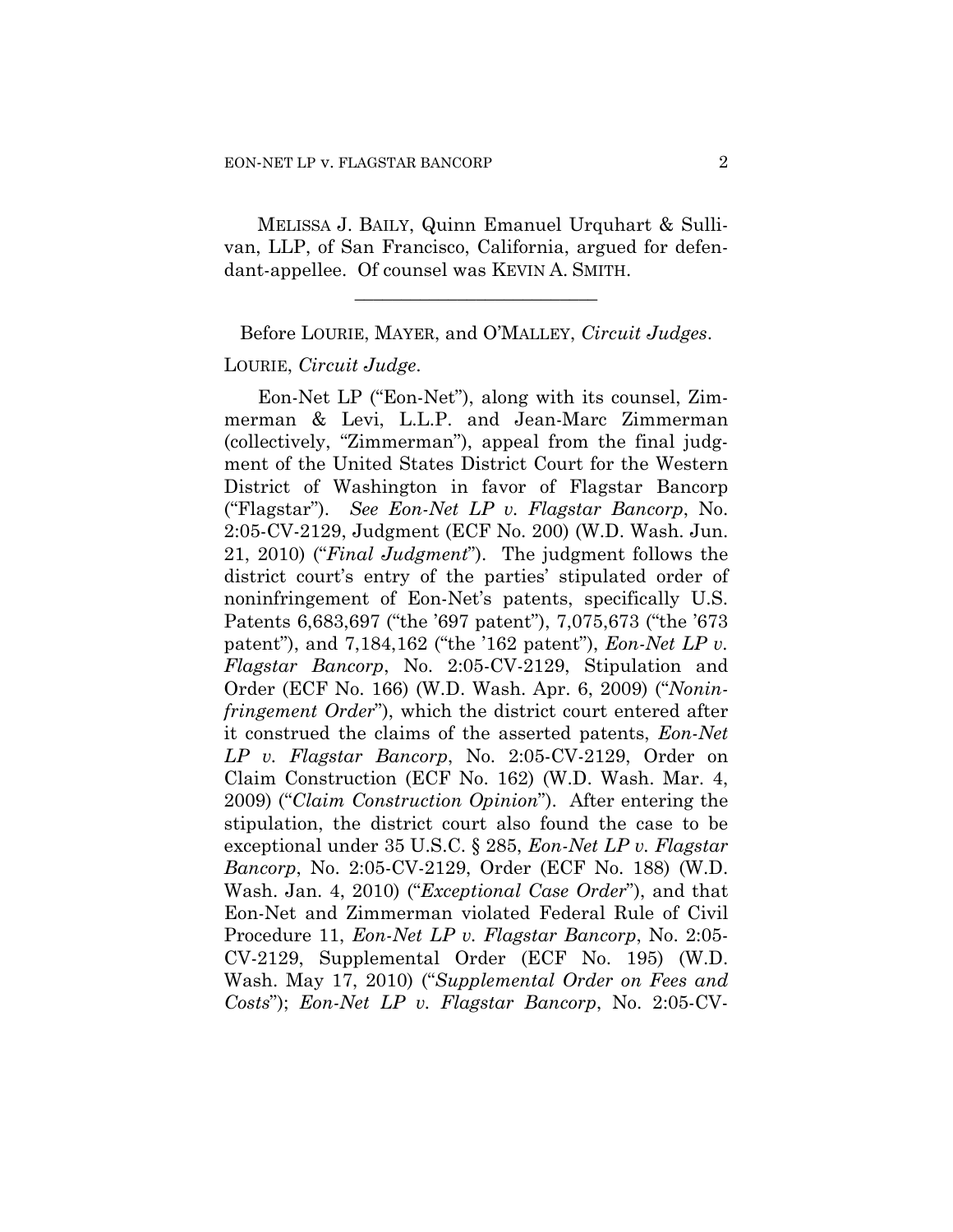MELISSA J. BAILY, Quinn Emanuel Urquhart & Sullivan, LLP, of San Francisco, California, argued for defendant-appellee. Of counsel was KEVIN A. SMITH.

---

Before LOURIE, MAYER, and O'MALLEY, *Circuit Judges*.

LOURIE, *Circuit Judge*.

Eon-Net LP ("Eon-Net"), along with its counsel, Zimmerman & Levi, L.L.P. and Jean-Marc Zimmerman (collectively, "Zimmerman"), appeal from the final judgment of the United States District Court for the Western District of Washington in favor of Flagstar Bancorp ("Flagstar"). *See Eon-Net LP v. Flagstar Bancorp*, No. 2:05-CV-2129, Judgment (ECF No. 200) (W.D. Wash. Jun. 21, 2010) ("*Final Judgment*"). The judgment follows the district court's entry of the parties' stipulated order of noninfringement of Eon-Net's patents, specifically U.S. Patents 6,683,697 ("the '697 patent"), 7,075,673 ("the '673 patent"), and 7,184,162 ("the '162 patent"), *Eon-Net LP v. Flagstar Bancorp*, No. 2:05-CV-2129, Stipulation and Order (ECF No. 166) (W.D. Wash. Apr. 6, 2009) ("*Noninfringement Order*"), which the district court entered after it construed the claims of the asserted patents, *Eon-Net LP v. Flagstar Bancorp*, No. 2:05-CV-2129, Order on Claim Construction (ECF No. 162) (W.D. Wash. Mar. 4, 2009) ("*Claim Construction Opinion*"). After entering the stipulation, the district court also found the case to be exceptional under 35 U.S.C. § 285, *Eon-Net LP v. Flagstar Bancorp*, No. 2:05-CV-2129, Order (ECF No. 188) (W.D. Wash. Jan. 4, 2010) ("*Exceptional Case Order*"), and that Eon-Net and Zimmerman violated Federal Rule of Civil Procedure 11, *Eon-Net LP v. Flagstar Bancorp*, No. 2:05-CV-2129, Supplemental Order (ECF No. 195) (W.D. Wash. May 17, 2010) ("*Supplemental Order on Fees and Costs*"); *Eon-Net LP v. Flagstar Bancorp*, No. 2:05-CV-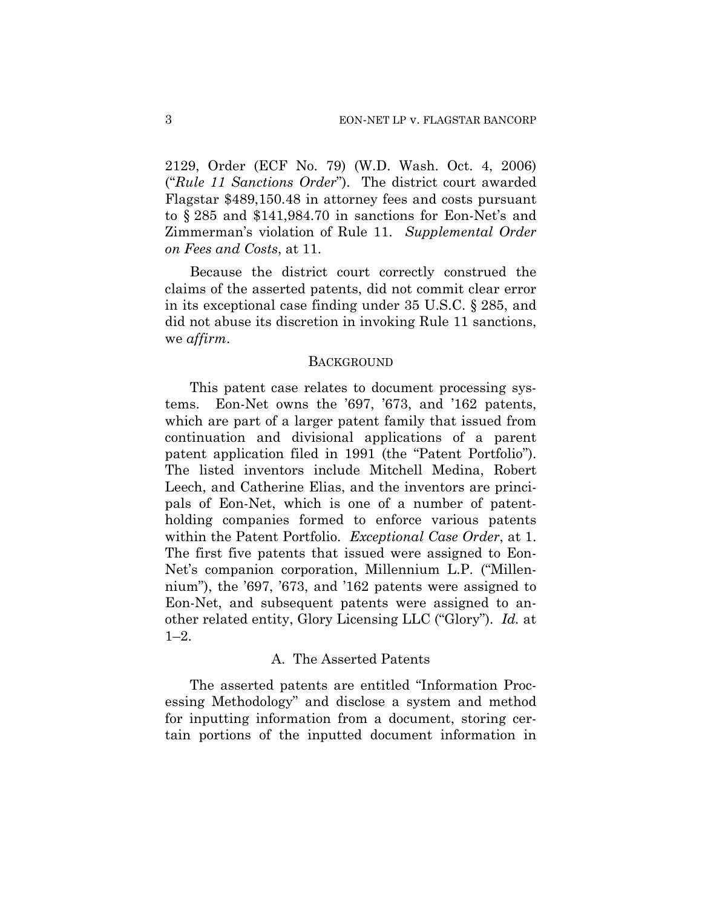2129, Order (ECF No. 79) (W.D. Wash. Oct. 4, 2006) ("*Rule 11 Sanctions Order*"). The district court awarded Flagstar $489,150.48 in attorney fees and costs pursuant to § 285 and $141,984.70 in sanctions for Eon-Net's and Zimmerman's violation of Rule 11. *Supplemental Order on Fees and Costs*, at 11.

Because the district court correctly construed the claims of the asserted patents, did not commit clear error in its exceptional case finding under 35 U.S.C. § 285, and did not abuse its discretion in invoking Rule 11 sanctions, we *affirm*.

## BACKGROUND

This patent case relates to document processing systems. Eon-Net owns the '697, '673, and '162 patents, which are part of a larger patent family that issued from continuation and divisional applications of a parent patent application filed in 1991 (the "Patent Portfolio"). The listed inventors include Mitchell Medina, Robert Leech, and Catherine Elias, and the inventors are principals of Eon-Net, which is one of a number of patent-holding companies formed to enforce various patents within the Patent Portfolio. *Exceptional Case Order*, at 1. The first five patents that issued were assigned to Eon-Net's companion corporation, Millennium L.P. ("Millennium"), the '697, '673, and '162 patents were assigned to Eon-Net, and subsequent patents were assigned to another related entity, Glory Licensing LLC ("Glory"). *Id.* at 1–2.

### A. The Asserted Patents

The asserted patents are entitled "Information Processing Methodology" and disclose a system and method for inputting information from a document, storing certain portions of the inputted document information in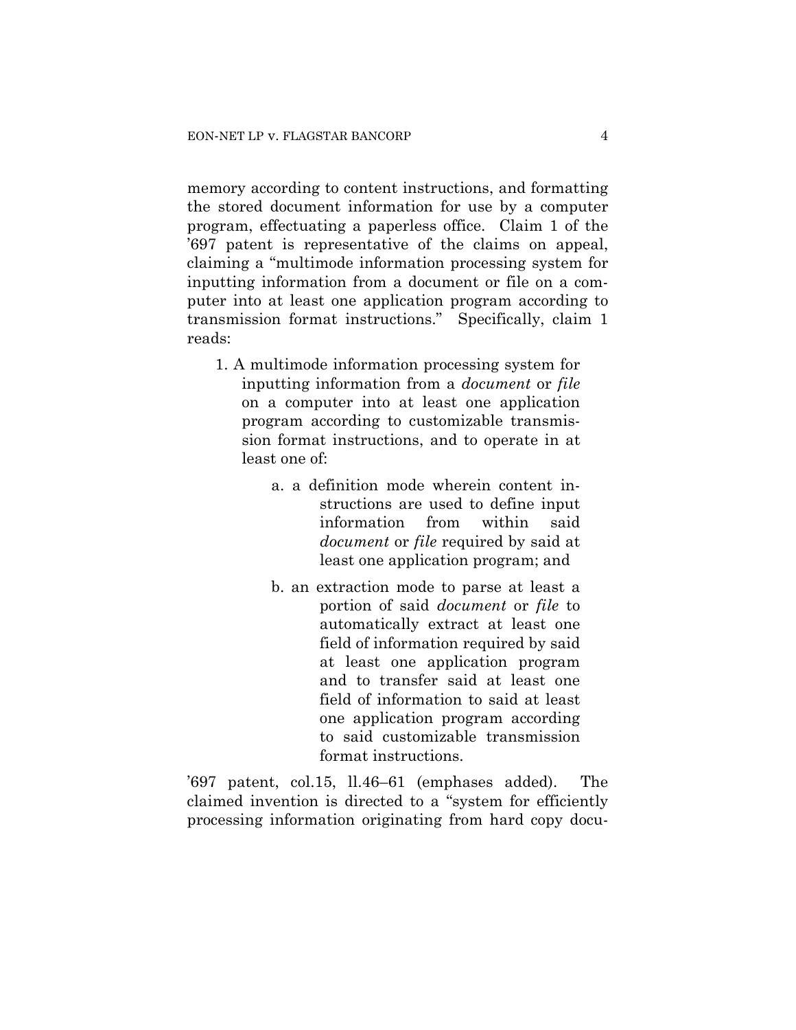memory according to content instructions, and formatting the stored document information for use by a computer program, effectuating a paperless office. Claim 1 of the '697 patent is representative of the claims on appeal, claiming a "multimode information processing system for inputting information from a document or file on a computer into at least one application program according to transmission format instructions." Specifically, claim 1 reads:

> 1. A multimode information processing system for inputting information from a *document* or *file* on a computer into at least one application program according to customizable transmission format instructions, and to operate in at least one of:
>
> a. a definition mode wherein content instructions are used to define input information from within said *document* or *file* required by said at least one application program; and
>
> b. an extraction mode to parse at least a portion of said *document* or *file* to automatically extract at least one field of information required by said at least one application program and to transfer said at least one field of information to said at least one application program according to said customizable transmission format instructions.

'697 patent, col.15, ll.46–61 (emphases added). The claimed invention is directed to a "system for efficiently processing information originating from hard copy docu-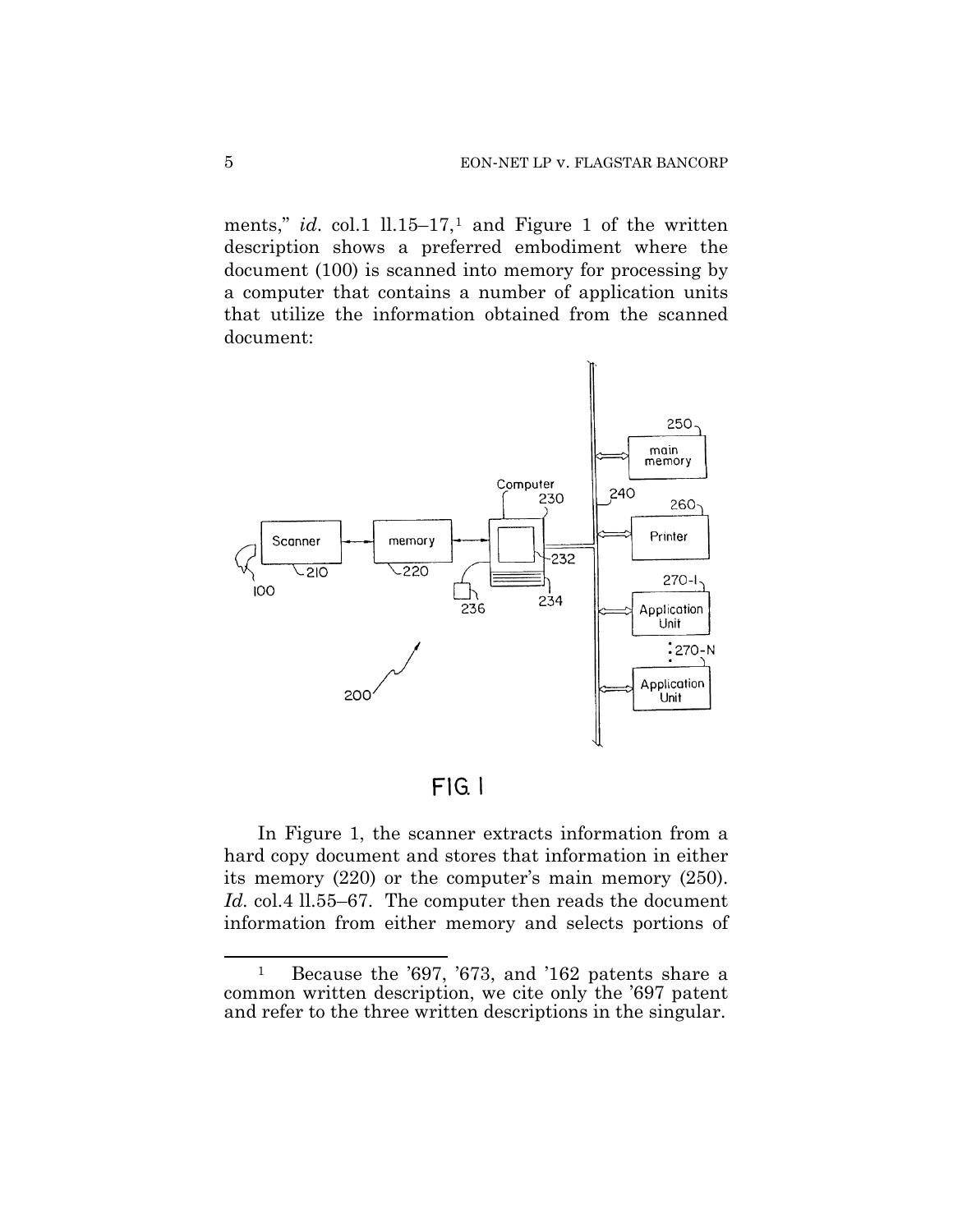ments," *id.* col.1 ll.15–17,[1] and Figure 1 of the written description shows a preferred embodiment where the document (100) is scanned into memory for processing by a computer that contains a number of application units that utilize the information obtained from the scanned document:

FIG. 1

In Figure 1, the scanner extracts information from a hard copy document and stores that information in either its memory (220) or the computer's main memory (250). *Id.* col.4 ll.55–67. The computer then reads the document information from either memory and selects portions of

[1] Because the '697, '673, and '162 patents share a common written description, we cite only the '697 patent and refer to the three written descriptions in the singular.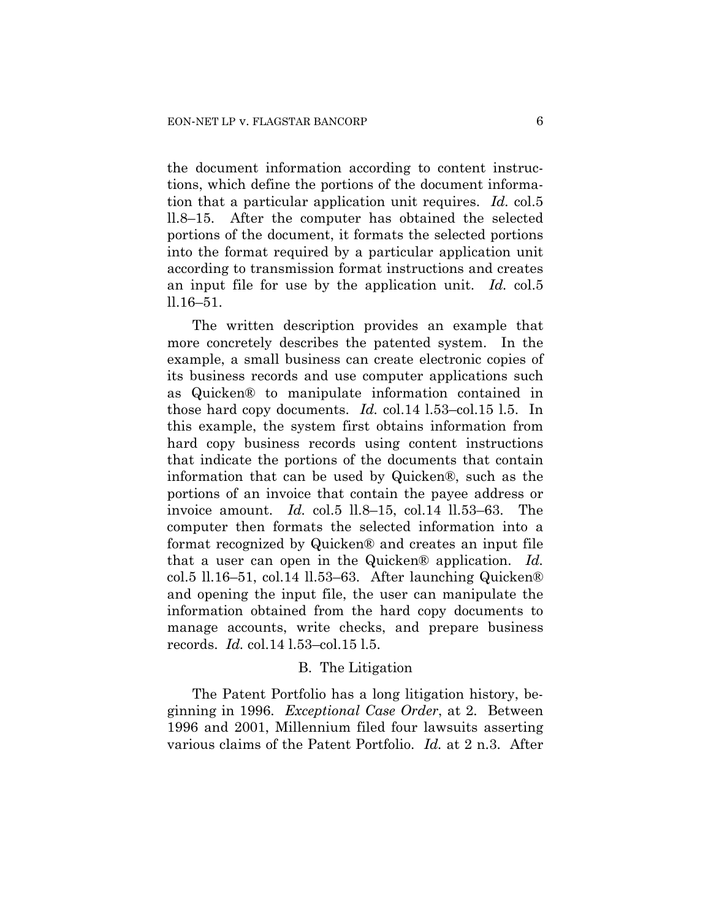the document information according to content instructions, which define the portions of the document information that a particular application unit requires. *Id.* col.5 ll.8–15. After the computer has obtained the selected portions of the document, it formats the selected portions into the format required by a particular application unit according to transmission format instructions and creates an input file for use by the application unit. *Id.* col.5 ll.16–51.

The written description provides an example that more concretely describes the patented system. In the example, a small business can create electronic copies of its business records and use computer applications such as Quicken® to manipulate information contained in those hard copy documents. *Id.* col.14 l.53–col.15 l.5. In this example, the system first obtains information from hard copy business records using content instructions that indicate the portions of the documents that contain information that can be used by Quicken®, such as the portions of an invoice that contain the payee address or invoice amount. *Id.* col.5 ll.8–15, col.14 ll.53–63. The computer then formats the selected information into a format recognized by Quicken® and creates an input file that a user can open in the Quicken® application. *Id.* col.5 ll.16–51, col.14 ll.53–63. After launching Quicken® and opening the input file, the user can manipulate the information obtained from the hard copy documents to manage accounts, write checks, and prepare business records. *Id.* col.14 l.53–col.15 l.5.

### B. The Litigation

The Patent Portfolio has a long litigation history, beginning in 1996. *Exceptional Case Order*, at 2. Between 1996 and 2001, Millennium filed four lawsuits asserting various claims of the Patent Portfolio. *Id.* at 2 n.3. After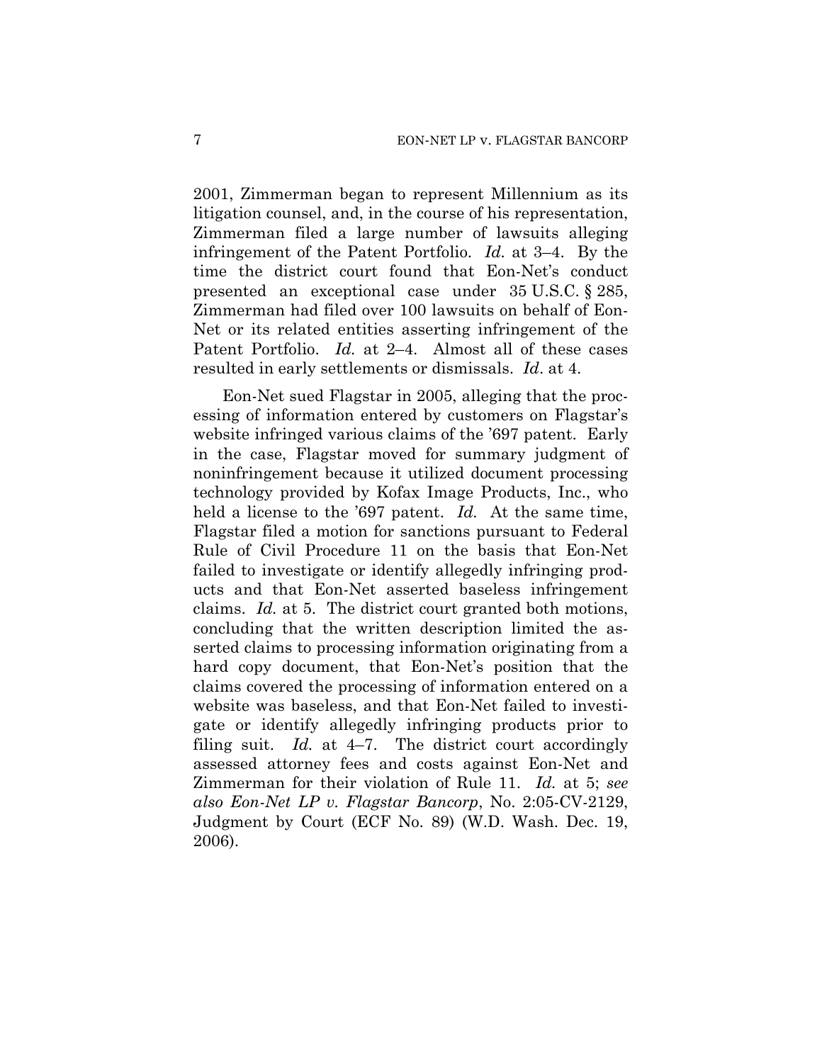2001, Zimmerman began to represent Millennium as its litigation counsel, and, in the course of his representation, Zimmerman filed a large number of lawsuits alleging infringement of the Patent Portfolio. *Id.* at 3–4. By the time the district court found that Eon-Net's conduct presented an exceptional case under 35 U.S.C. § 285, Zimmerman had filed over 100 lawsuits on behalf of Eon-Net or its related entities asserting infringement of the Patent Portfolio. *Id.* at 2–4. Almost all of these cases resulted in early settlements or dismissals. *Id*. at 4.

Eon-Net sued Flagstar in 2005, alleging that the processing of information entered by customers on Flagstar's website infringed various claims of the '697 patent. Early in the case, Flagstar moved for summary judgment of noninfringement because it utilized document processing technology provided by Kofax Image Products, Inc., who held a license to the '697 patent. *Id.* At the same time, Flagstar filed a motion for sanctions pursuant to Federal Rule of Civil Procedure 11 on the basis that Eon-Net failed to investigate or identify allegedly infringing products and that Eon-Net asserted baseless infringement claims. *Id.* at 5. The district court granted both motions, concluding that the written description limited the asserted claims to processing information originating from a hard copy document, that Eon-Net's position that the claims covered the processing of information entered on a website was baseless, and that Eon-Net failed to investigate or identify allegedly infringing products prior to filing suit. *Id.* at 4–7. The district court accordingly assessed attorney fees and costs against Eon-Net and Zimmerman for their violation of Rule 11. *Id.* at 5; *see also Eon-Net LP v. Flagstar Bancorp*, No. 2:05-CV-2129, Judgment by Court (ECF No. 89) (W.D. Wash. Dec. 19, 2006).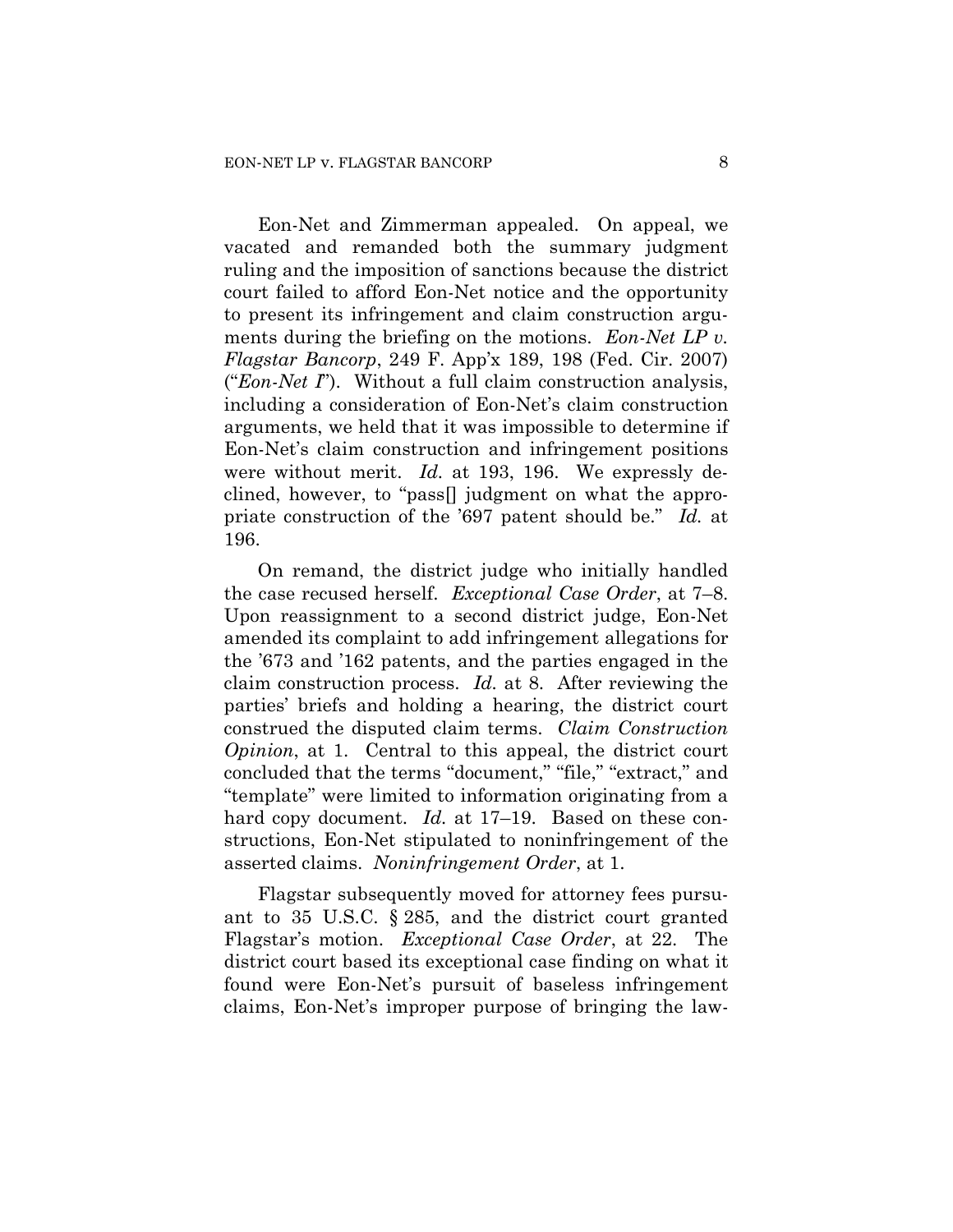Eon-Net and Zimmerman appealed. On appeal, we vacated and remanded both the summary judgment ruling and the imposition of sanctions because the district court failed to afford Eon-Net notice and the opportunity to present its infringement and claim construction arguments during the briefing on the motions. *Eon-Net LP v. Flagstar Bancorp*, 249 F. App'x 189, 198 (Fed. Cir. 2007) ("*Eon-Net I*"). Without a full claim construction analysis, including a consideration of Eon-Net's claim construction arguments, we held that it was impossible to determine if Eon-Net's claim construction and infringement positions were without merit. *Id.* at 193, 196. We expressly declined, however, to "pass[] judgment on what the appropriate construction of the '697 patent should be." *Id.* at 196.

On remand, the district judge who initially handled the case recused herself. *Exceptional Case Order*, at 7–8. Upon reassignment to a second district judge, Eon-Net amended its complaint to add infringement allegations for the '673 and '162 patents, and the parties engaged in the claim construction process. *Id.* at 8. After reviewing the parties' briefs and holding a hearing, the district court construed the disputed claim terms. *Claim Construction Opinion*, at 1. Central to this appeal, the district court concluded that the terms "document," "file," "extract," and "template" were limited to information originating from a hard copy document. *Id.* at 17–19. Based on these constructions, Eon-Net stipulated to noninfringement of the asserted claims. *Noninfringement Order*, at 1.

Flagstar subsequently moved for attorney fees pursuant to 35 U.S.C. § 285, and the district court granted Flagstar's motion. *Exceptional Case Order*, at 22. The district court based its exceptional case finding on what it found were Eon-Net's pursuit of baseless infringement claims, Eon-Net's improper purpose of bringing the law-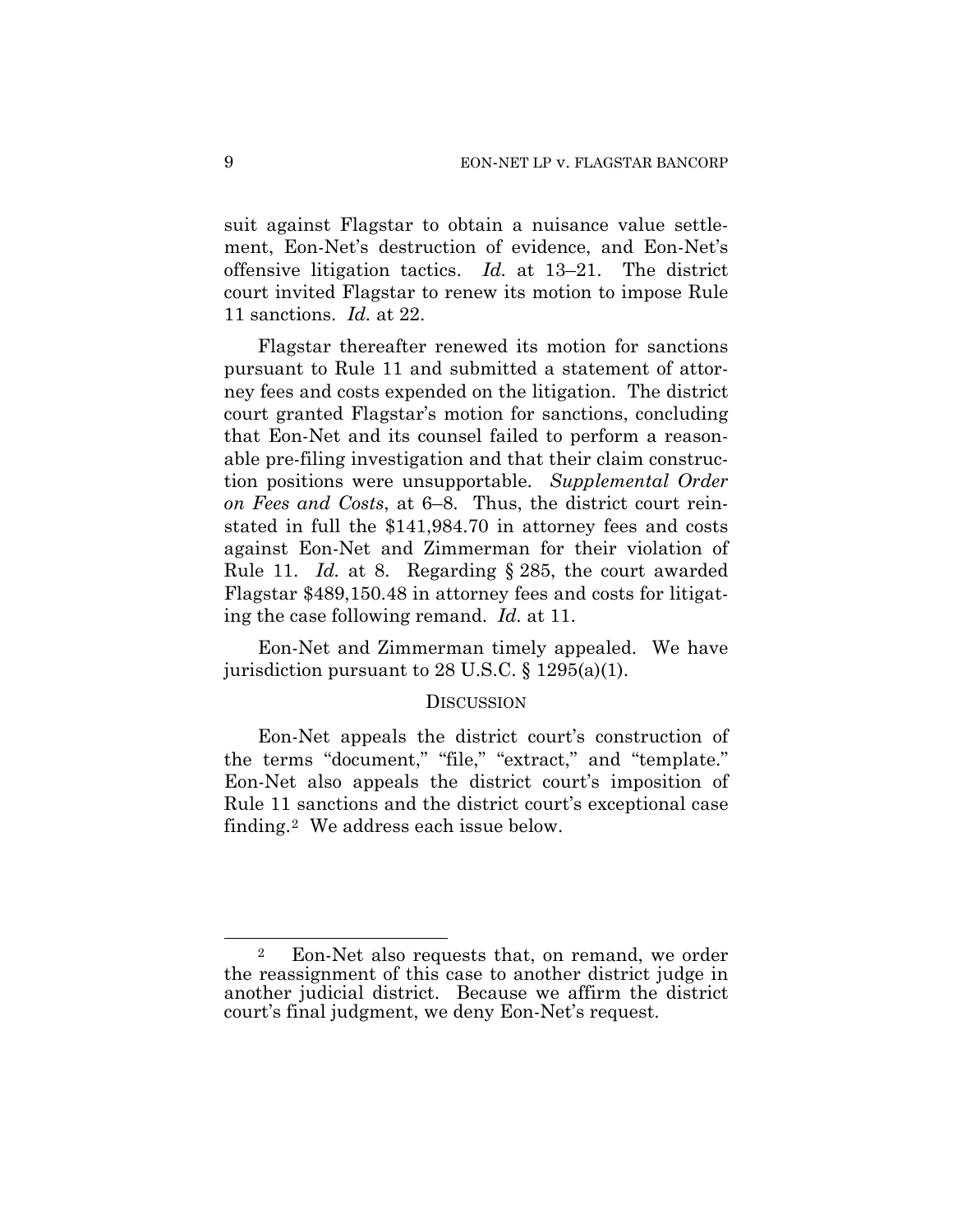suit against Flagstar to obtain a nuisance value settlement, Eon-Net's destruction of evidence, and Eon-Net's offensive litigation tactics. *Id.* at 13–21. The district court invited Flagstar to renew its motion to impose Rule 11 sanctions. *Id.* at 22.

Flagstar thereafter renewed its motion for sanctions pursuant to Rule 11 and submitted a statement of attorney fees and costs expended on the litigation. The district court granted Flagstar's motion for sanctions, concluding that Eon-Net and its counsel failed to perform a reasonable pre-filing investigation and that their claim construction positions were unsupportable. *Supplemental Order on Fees and Costs*, at 6–8. Thus, the district court reinstated in full the $141,984.70 in attorney fees and costs against Eon-Net and Zimmerman for their violation of Rule 11. *Id.* at 8. Regarding § 285, the court awarded Flagstar $489,150.48 in attorney fees and costs for litigating the case following remand. *Id.* at 11.

Eon-Net and Zimmerman timely appealed. We have jurisdiction pursuant to 28 U.S.C. § 1295(a)(1).

## DISCUSSION

Eon-Net appeals the district court's construction of the terms "document," "file," "extract," and "template." Eon-Net also appeals the district court's imposition of Rule 11 sanctions and the district court's exceptional case finding.[2] We address each issue below.

---

[2] Eon-Net also requests that, on remand, we order the reassignment of this case to another district judge in another judicial district. Because we affirm the district court's final judgment, we deny Eon-Net's request.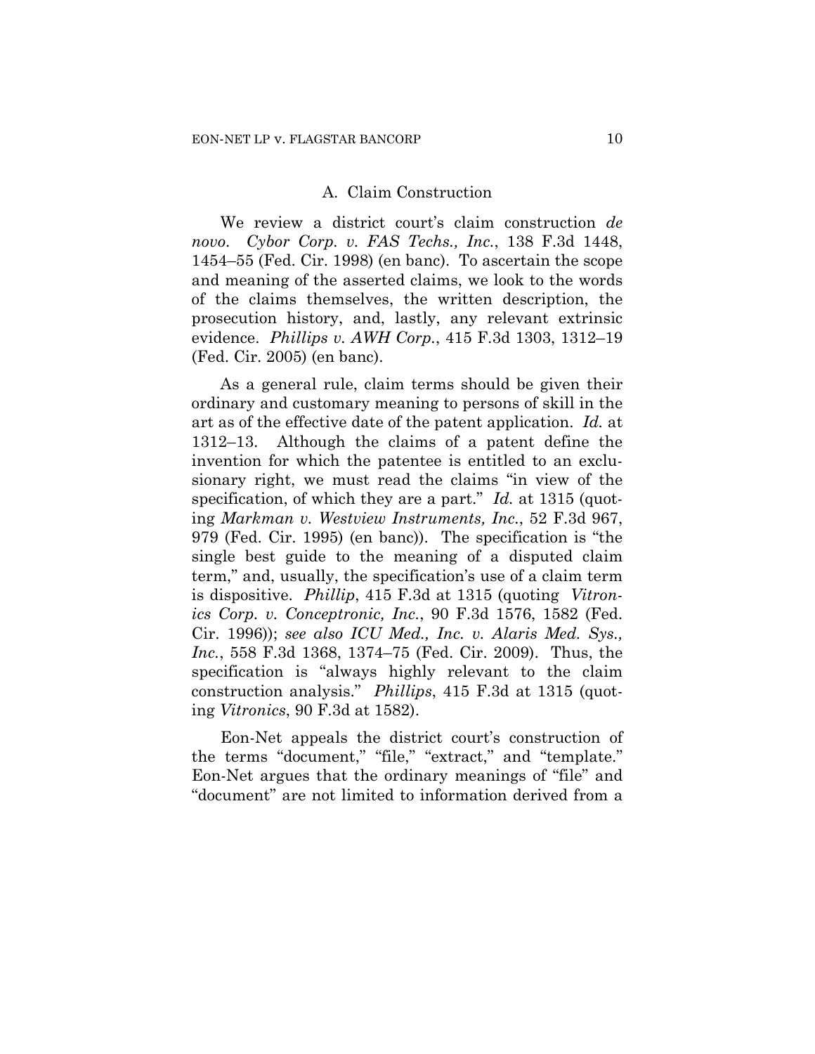### A. Claim Construction

We review a district court's claim construction *de novo*. *Cybor Corp. v. FAS Techs., Inc.*, 138 F.3d 1448, 1454–55 (Fed. Cir. 1998) (en banc). To ascertain the scope and meaning of the asserted claims, we look to the words of the claims themselves, the written description, the prosecution history, and, lastly, any relevant extrinsic evidence. *Phillips v. AWH Corp.*, 415 F.3d 1303, 1312–19 (Fed. Cir. 2005) (en banc).

As a general rule, claim terms should be given their ordinary and customary meaning to persons of skill in the art as of the effective date of the patent application. *Id.* at 1312–13. Although the claims of a patent define the invention for which the patentee is entitled to an exclusionary right, we must read the claims "in view of the specification, of which they are a part." *Id.* at 1315 (quoting *Markman v. Westview Instruments, Inc.*, 52 F.3d 967, 979 (Fed. Cir. 1995) (en banc)). The specification is "the single best guide to the meaning of a disputed claim term," and, usually, the specification's use of a claim term is dispositive. *Phillip*, 415 F.3d at 1315 (quoting *Vitronics Corp. v. Conceptronic, Inc.*, 90 F.3d 1576, 1582 (Fed. Cir. 1996)); *see also ICU Med., Inc. v. Alaris Med. Sys., Inc.*, 558 F.3d 1368, 1374–75 (Fed. Cir. 2009). Thus, the specification is "always highly relevant to the claim construction analysis." *Phillips*, 415 F.3d at 1315 (quoting *Vitronics*, 90 F.3d at 1582).

Eon-Net appeals the district court's construction of the terms "document," "file," "extract," and "template." Eon-Net argues that the ordinary meanings of "file" and "document" are not limited to information derived from a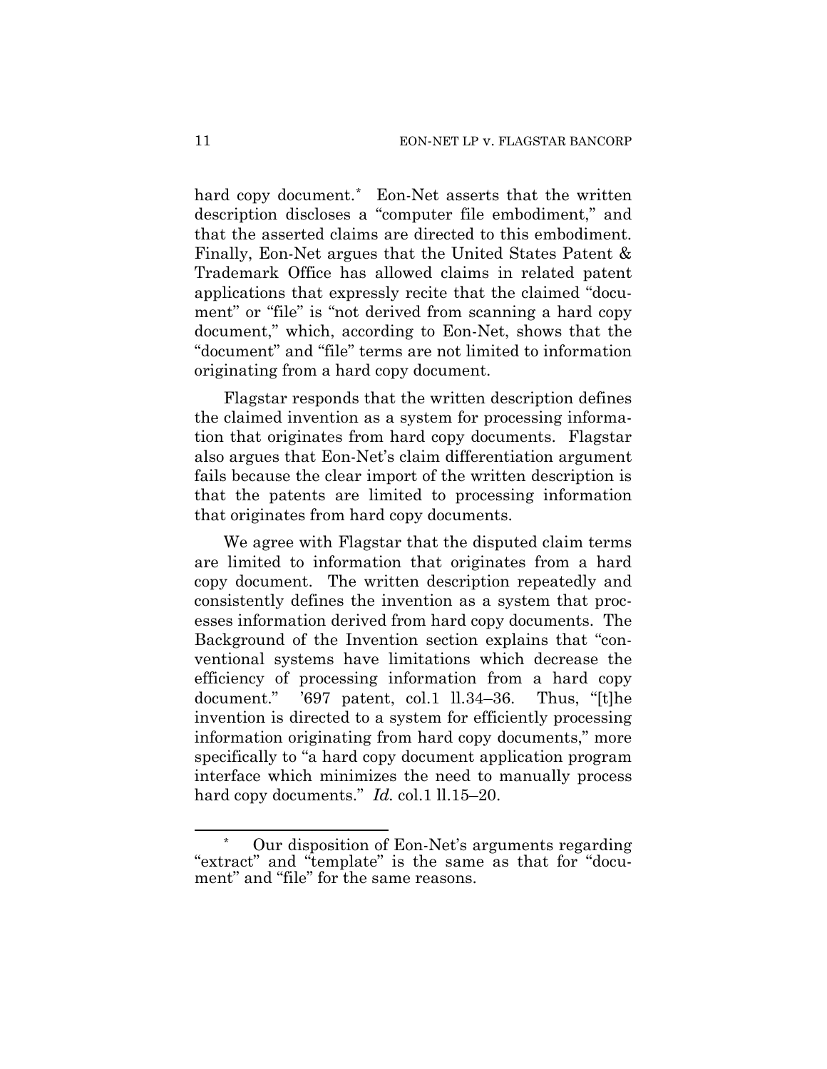hard copy document.[*] Eon-Net asserts that the written description discloses a "computer file embodiment," and that the asserted claims are directed to this embodiment. Finally, Eon-Net argues that the United States Patent & Trademark Office has allowed claims in related patent applications that expressly recite that the claimed "document" or "file" is "not derived from scanning a hard copy document," which, according to Eon-Net, shows that the "document" and "file" terms are not limited to information originating from a hard copy document.

Flagstar responds that the written description defines the claimed invention as a system for processing information that originates from hard copy documents. Flagstar also argues that Eon-Net's claim differentiation argument fails because the clear import of the written description is that the patents are limited to processing information that originates from hard copy documents.

We agree with Flagstar that the disputed claim terms are limited to information that originates from a hard copy document. The written description repeatedly and consistently defines the invention as a system that processes information derived from hard copy documents. The Background of the Invention section explains that "conventional systems have limitations which decrease the efficiency of processing information from a hard copy document." '697 patent, col.1 ll.34–36. Thus, "[t]he invention is directed to a system for efficiently processing information originating from hard copy documents," more specifically to "a hard copy document application program interface which minimizes the need to manually process hard copy documents." *Id.* col.1 ll.15–20.

---

[*] Our disposition of Eon-Net's arguments regarding "extract" and "template" is the same as that for "document" and "file" for the same reasons.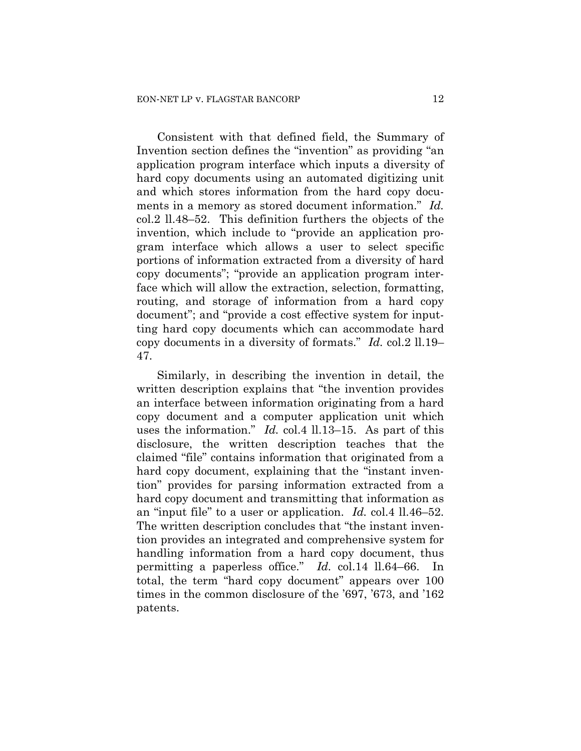Consistent with that defined field, the Summary of Invention section defines the "invention" as providing "an application program interface which inputs a diversity of hard copy documents using an automated digitizing unit and which stores information from the hard copy documents in a memory as stored document information." *Id.* col.2 ll.48–52. This definition furthers the objects of the invention, which include to "provide an application program interface which allows a user to select specific portions of information extracted from a diversity of hard copy documents"; "provide an application program interface which will allow the extraction, selection, formatting, routing, and storage of information from a hard copy document"; and "provide a cost effective system for inputting hard copy documents which can accommodate hard copy documents in a diversity of formats." *Id.* col.2 ll.19–47.

Similarly, in describing the invention in detail, the written description explains that "the invention provides an interface between information originating from a hard copy document and a computer application unit which uses the information." *Id.* col.4 ll.13–15. As part of this disclosure, the written description teaches that the claimed "file" contains information that originated from a hard copy document, explaining that the "instant invention" provides for parsing information extracted from a hard copy document and transmitting that information as an "input file" to a user or application. *Id.* col.4 ll.46–52. The written description concludes that "the instant invention provides an integrated and comprehensive system for handling information from a hard copy document, thus permitting a paperless office." *Id.* col.14 ll.64–66. In total, the term "hard copy document" appears over 100 times in the common disclosure of the '697, '673, and '162 patents.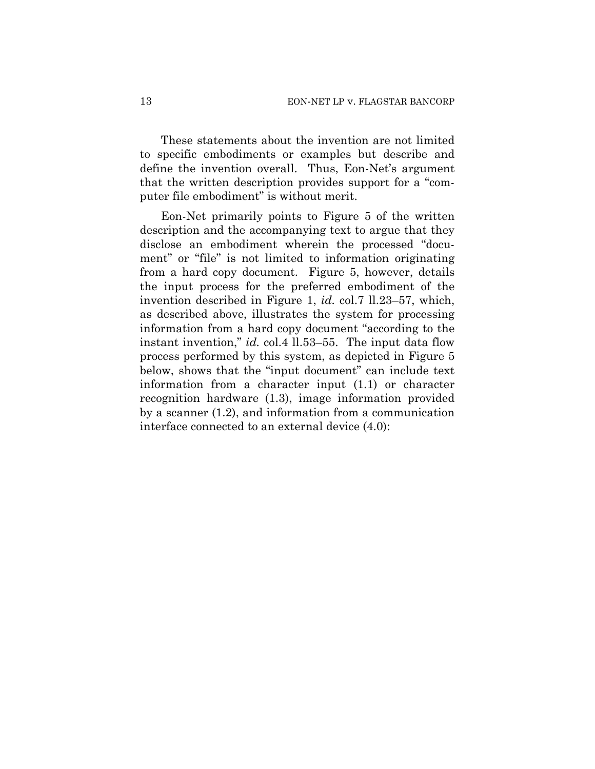These statements about the invention are not limited to specific embodiments or examples but describe and define the invention overall. Thus, Eon-Net's argument that the written description provides support for a "computer file embodiment" is without merit.

Eon-Net primarily points to Figure 5 of the written description and the accompanying text to argue that they disclose an embodiment wherein the processed "document" or "file" is not limited to information originating from a hard copy document. Figure 5, however, details the input process for the preferred embodiment of the invention described in Figure 1, *id.* col.7 ll.23–57, which, as described above, illustrates the system for processing information from a hard copy document "according to the instant invention," *id.* col.4 ll.53–55. The input data flow process performed by this system, as depicted in Figure 5 below, shows that the "input document" can include text information from a character input (1.1) or character recognition hardware (1.3), image information provided by a scanner (1.2), and information from a communication interface connected to an external device (4.0):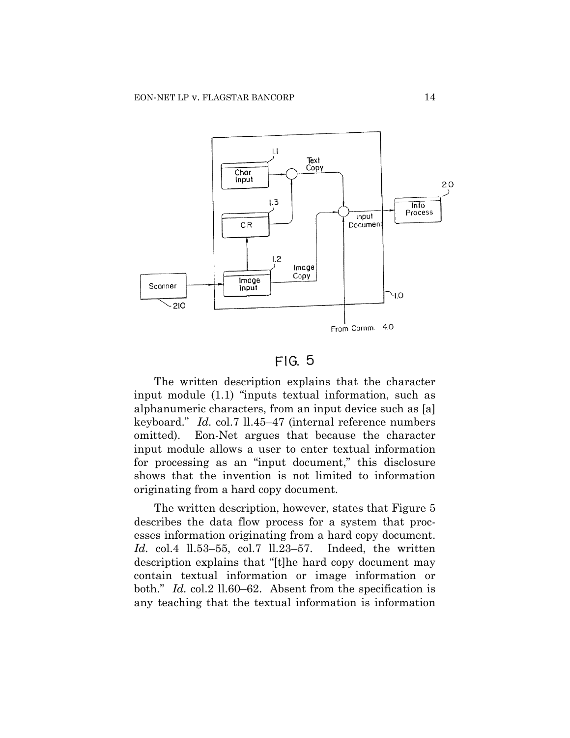FIG. 5

The written description explains that the character input module (1.1) "inputs textual information, such as alphanumeric characters, from an input device such as [a] keyboard." *Id.* col.7 ll.45–47 (internal reference numbers omitted). Eon-Net argues that because the character input module allows a user to enter textual information for processing as an "input document," this disclosure shows that the invention is not limited to information originating from a hard copy document.

The written description, however, states that Figure 5 describes the data flow process for a system that processes information originating from a hard copy document. *Id.* col.4 ll.53–55, col.7 ll.23–57. Indeed, the written description explains that "[t]he hard copy document may contain textual information or image information or both." *Id.* col.2 ll.60–62. Absent from the specification is any teaching that the textual information is information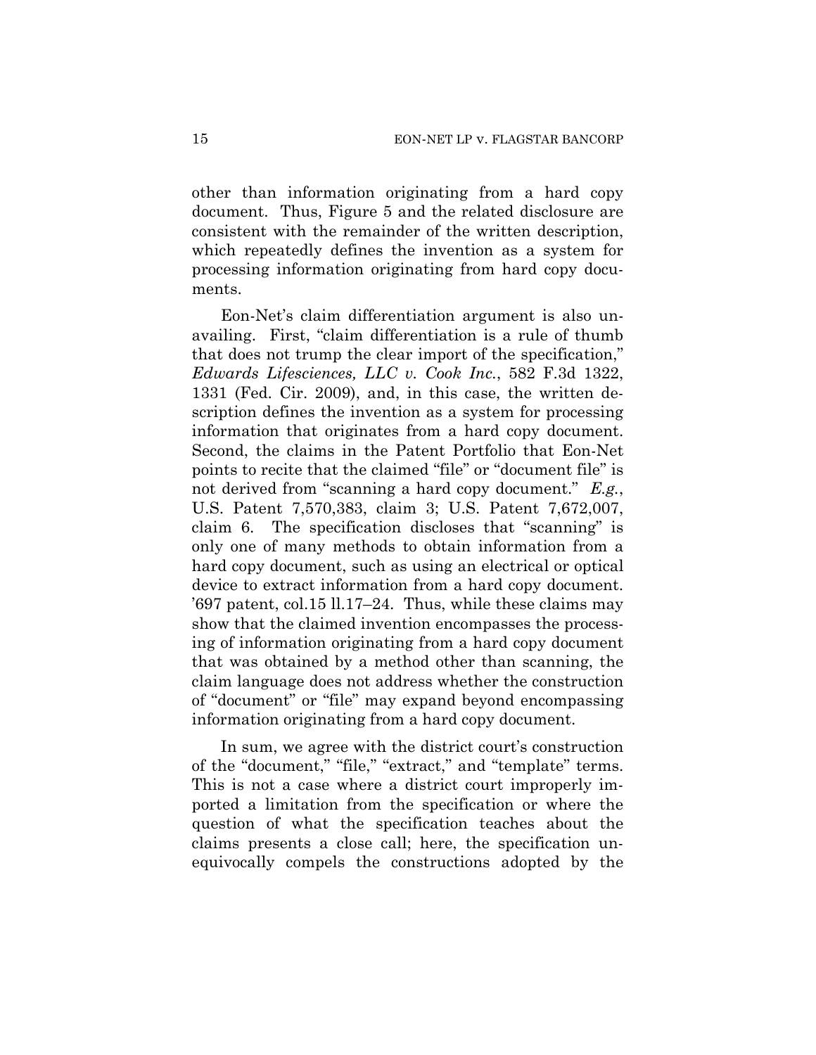other than information originating from a hard copy document. Thus, Figure 5 and the related disclosure are consistent with the remainder of the written description, which repeatedly defines the invention as a system for processing information originating from hard copy documents.

Eon-Net's claim differentiation argument is also unavailing. First, "claim differentiation is a rule of thumb that does not trump the clear import of the specification," *Edwards Lifesciences, LLC v. Cook Inc.*, 582 F.3d 1322, 1331 (Fed. Cir. 2009), and, in this case, the written description defines the invention as a system for processing information that originates from a hard copy document. Second, the claims in the Patent Portfolio that Eon-Net points to recite that the claimed "file" or "document file" is not derived from "scanning a hard copy document." *E.g.*, U.S. Patent 7,570,383, claim 3; U.S. Patent 7,672,007, claim 6. The specification discloses that "scanning" is only one of many methods to obtain information from a hard copy document, such as using an electrical or optical device to extract information from a hard copy document. '697 patent, col.15 ll.17–24. Thus, while these claims may show that the claimed invention encompasses the processing of information originating from a hard copy document that was obtained by a method other than scanning, the claim language does not address whether the construction of "document" or "file" may expand beyond encompassing information originating from a hard copy document.

In sum, we agree with the district court's construction of the "document," "file," "extract," and "template" terms. This is not a case where a district court improperly imported a limitation from the specification or where the question of what the specification teaches about the claims presents a close call; here, the specification unequivocally compels the constructions adopted by the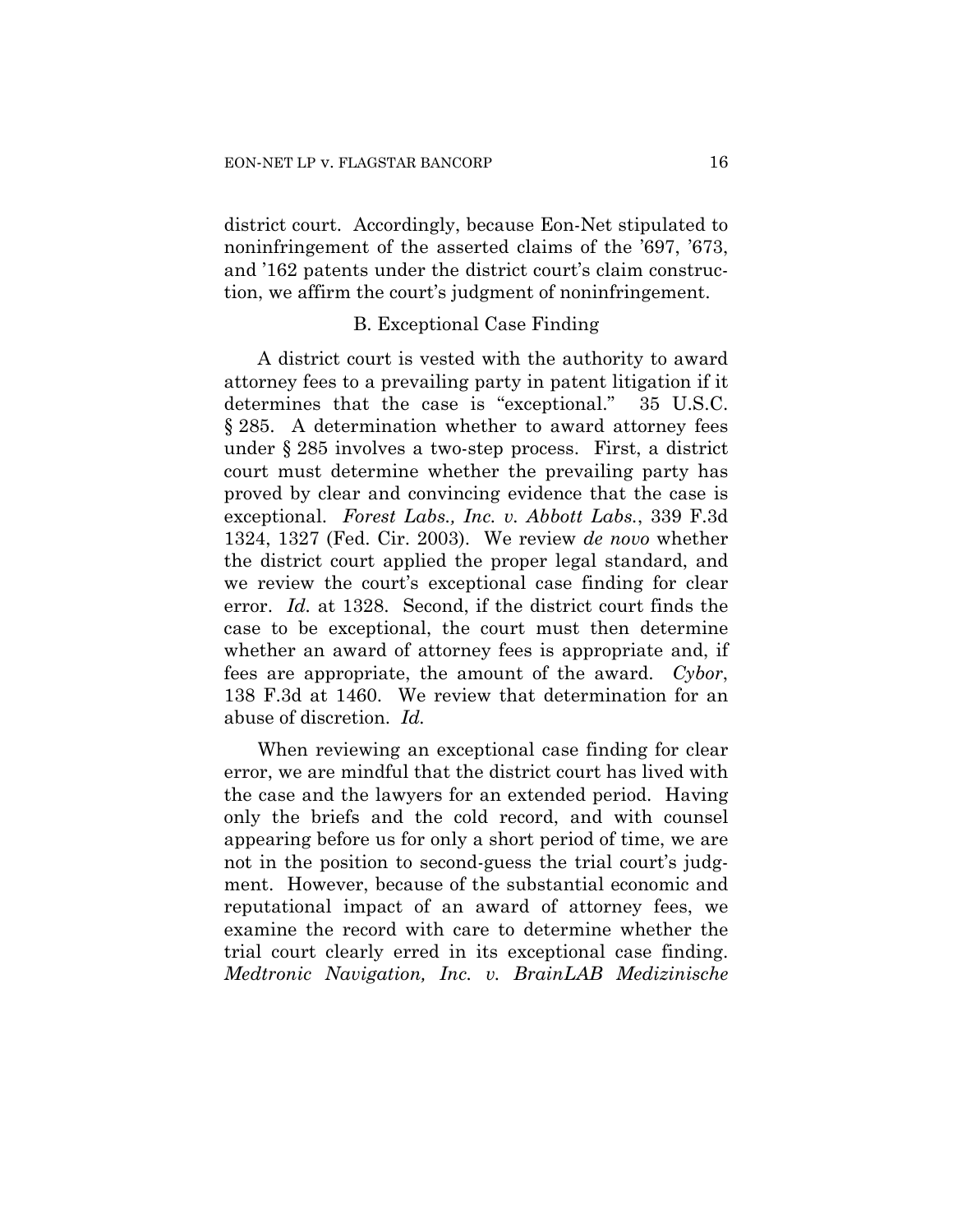district court. Accordingly, because Eon-Net stipulated to noninfringement of the asserted claims of the '697, '673, and '162 patents under the district court's claim construction, we affirm the court's judgment of noninfringement.

### B. Exceptional Case Finding

A district court is vested with the authority to award attorney fees to a prevailing party in patent litigation if it determines that the case is "exceptional." 35 U.S.C. § 285. A determination whether to award attorney fees under § 285 involves a two-step process. First, a district court must determine whether the prevailing party has proved by clear and convincing evidence that the case is exceptional. *Forest Labs., Inc. v. Abbott Labs.*, 339 F.3d 1324, 1327 (Fed. Cir. 2003). We review *de novo* whether the district court applied the proper legal standard, and we review the court's exceptional case finding for clear error. *Id.* at 1328. Second, if the district court finds the case to be exceptional, the court must then determine whether an award of attorney fees is appropriate and, if fees are appropriate, the amount of the award. *Cybor*, 138 F.3d at 1460. We review that determination for an abuse of discretion. *Id.*

When reviewing an exceptional case finding for clear error, we are mindful that the district court has lived with the case and the lawyers for an extended period. Having only the briefs and the cold record, and with counsel appearing before us for only a short period of time, we are not in the position to second-guess the trial court's judgment. However, because of the substantial economic and reputational impact of an award of attorney fees, we examine the record with care to determine whether the trial court clearly erred in its exceptional case finding. *Medtronic Navigation, Inc. v. BrainLAB Medizinische*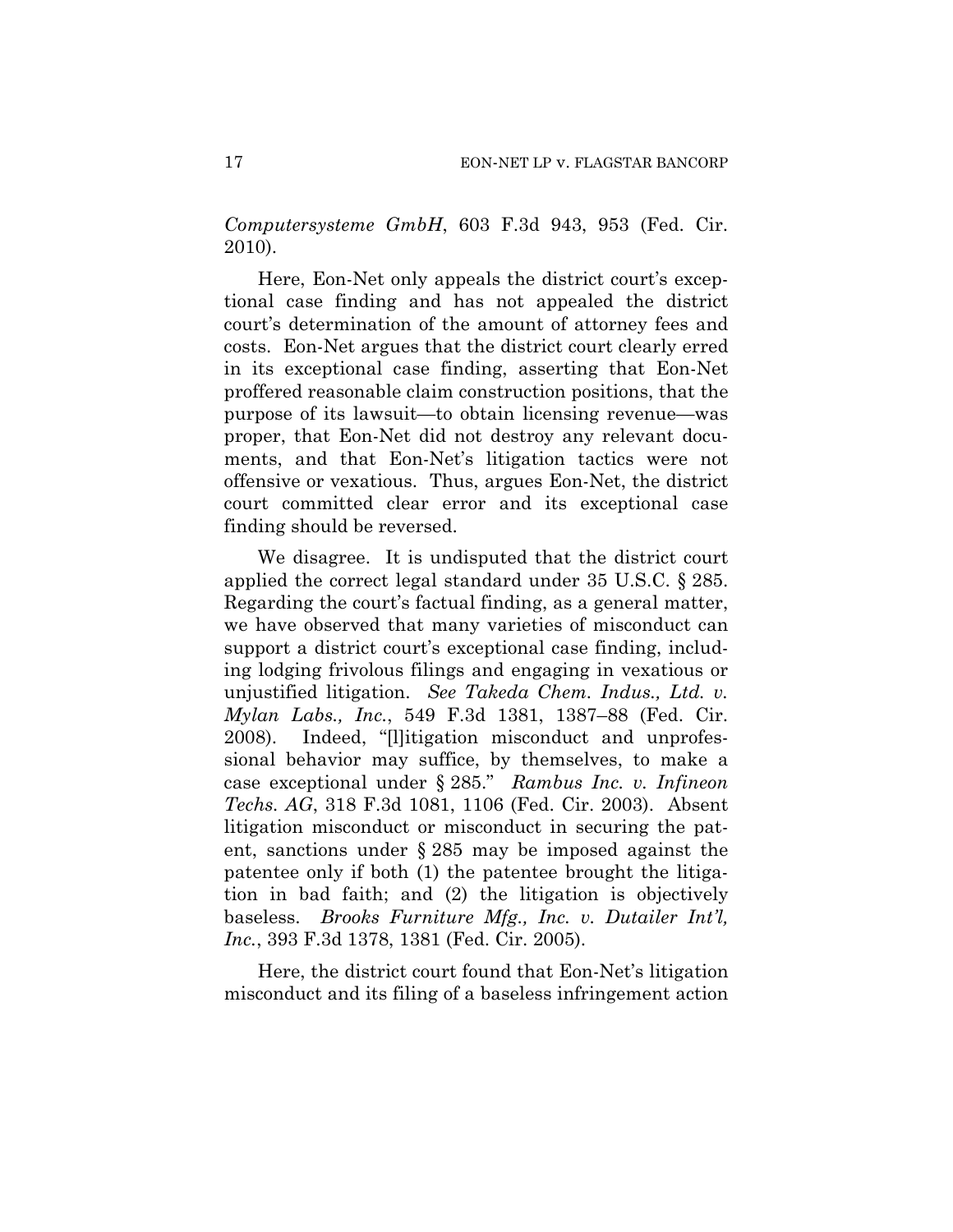*Computersysteme GmbH*, 603 F.3d 943, 953 (Fed. Cir. 2010).

Here, Eon-Net only appeals the district court's exceptional case finding and has not appealed the district court's determination of the amount of attorney fees and costs. Eon-Net argues that the district court clearly erred in its exceptional case finding, asserting that Eon-Net proffered reasonable claim construction positions, that the purpose of its lawsuit—to obtain licensing revenue—was proper, that Eon-Net did not destroy any relevant documents, and that Eon-Net's litigation tactics were not offensive or vexatious. Thus, argues Eon-Net, the district court committed clear error and its exceptional case finding should be reversed.

We disagree. It is undisputed that the district court applied the correct legal standard under 35 U.S.C. § 285. Regarding the court's factual finding, as a general matter, we have observed that many varieties of misconduct can support a district court's exceptional case finding, including lodging frivolous filings and engaging in vexatious or unjustified litigation. *See Takeda Chem. Indus., Ltd. v. Mylan Labs., Inc.*, 549 F.3d 1381, 1387–88 (Fed. Cir. 2008). Indeed, "[l]itigation misconduct and unprofessional behavior may suffice, by themselves, to make a case exceptional under § 285." *Rambus Inc. v. Infineon Techs. AG*, 318 F.3d 1081, 1106 (Fed. Cir. 2003). Absent litigation misconduct or misconduct in securing the patent, sanctions under § 285 may be imposed against the patentee only if both (1) the patentee brought the litigation in bad faith; and (2) the litigation is objectively baseless. *Brooks Furniture Mfg., Inc. v. Dutailer Int'l, Inc.*, 393 F.3d 1378, 1381 (Fed. Cir. 2005).

Here, the district court found that Eon-Net's litigation misconduct and its filing of a baseless infringement action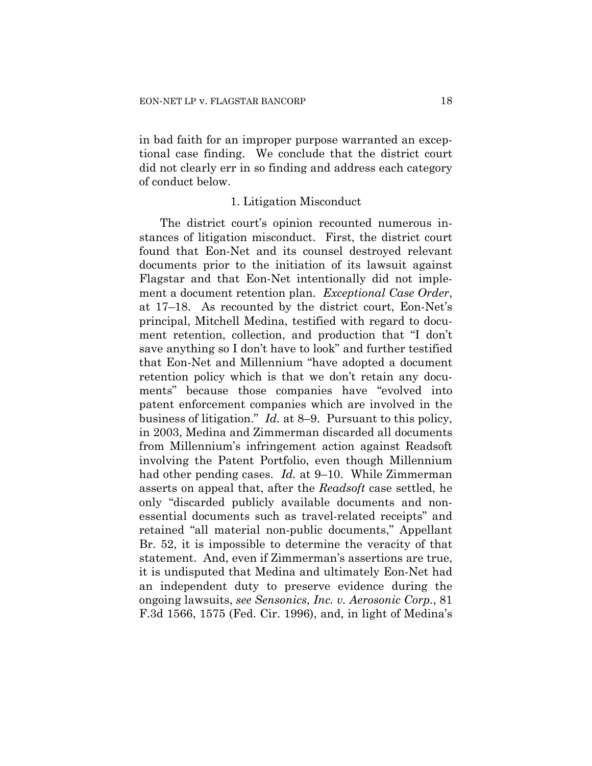in bad faith for an improper purpose warranted an exceptional case finding. We conclude that the district court did not clearly err in so finding and address each category of conduct below.

### 1. Litigation Misconduct

The district court's opinion recounted numerous instances of litigation misconduct. First, the district court found that Eon-Net and its counsel destroyed relevant documents prior to the initiation of its lawsuit against Flagstar and that Eon-Net intentionally did not implement a document retention plan. *Exceptional Case Order*, at 17–18. As recounted by the district court, Eon-Net's principal, Mitchell Medina, testified with regard to document retention, collection, and production that "I don't save anything so I don't have to look" and further testified that Eon-Net and Millennium "have adopted a document retention policy which is that we don't retain any documents" because those companies have "evolved into patent enforcement companies which are involved in the business of litigation." *Id.* at 8–9. Pursuant to this policy, in 2003, Medina and Zimmerman discarded all documents from Millennium's infringement action against Readsoft involving the Patent Portfolio, even though Millennium had other pending cases. *Id.* at 9–10. While Zimmerman asserts on appeal that, after the *Readsoft* case settled, he only "discarded publicly available documents and non-essential documents such as travel-related receipts" and retained "all material non-public documents," Appellant Br. 52, it is impossible to determine the veracity of that statement. And, even if Zimmerman's assertions are true, it is undisputed that Medina and ultimately Eon-Net had an independent duty to preserve evidence during the ongoing lawsuits, *see Sensonics, Inc. v. Aerosonic Corp.*, 81 F.3d 1566, 1575 (Fed. Cir. 1996), and, in light of Medina's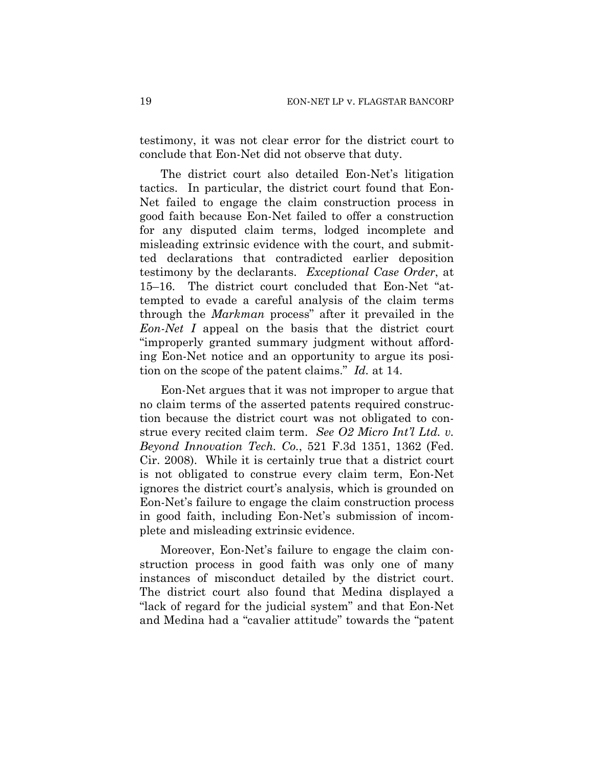testimony, it was not clear error for the district court to conclude that Eon-Net did not observe that duty.

The district court also detailed Eon-Net's litigation tactics. In particular, the district court found that Eon-Net failed to engage the claim construction process in good faith because Eon-Net failed to offer a construction for any disputed claim terms, lodged incomplete and misleading extrinsic evidence with the court, and submitted declarations that contradicted earlier deposition testimony by the declarants. *Exceptional Case Order*, at 15–16. The district court concluded that Eon-Net "attempted to evade a careful analysis of the claim terms through the *Markman* process" after it prevailed in the *Eon-Net I* appeal on the basis that the district court "improperly granted summary judgment without affording Eon-Net notice and an opportunity to argue its position on the scope of the patent claims." *Id.* at 14.

Eon-Net argues that it was not improper to argue that no claim terms of the asserted patents required construction because the district court was not obligated to construe every recited claim term. *See O2 Micro Int'l Ltd. v. Beyond Innovation Tech. Co.*, 521 F.3d 1351, 1362 (Fed. Cir. 2008). While it is certainly true that a district court is not obligated to construe every claim term, Eon-Net ignores the district court's analysis, which is grounded on Eon-Net's failure to engage the claim construction process in good faith, including Eon-Net's submission of incomplete and misleading extrinsic evidence.

Moreover, Eon-Net's failure to engage the claim construction process in good faith was only one of many instances of misconduct detailed by the district court. The district court also found that Medina displayed a "lack of regard for the judicial system" and that Eon-Net and Medina had a "cavalier attitude" towards the "patent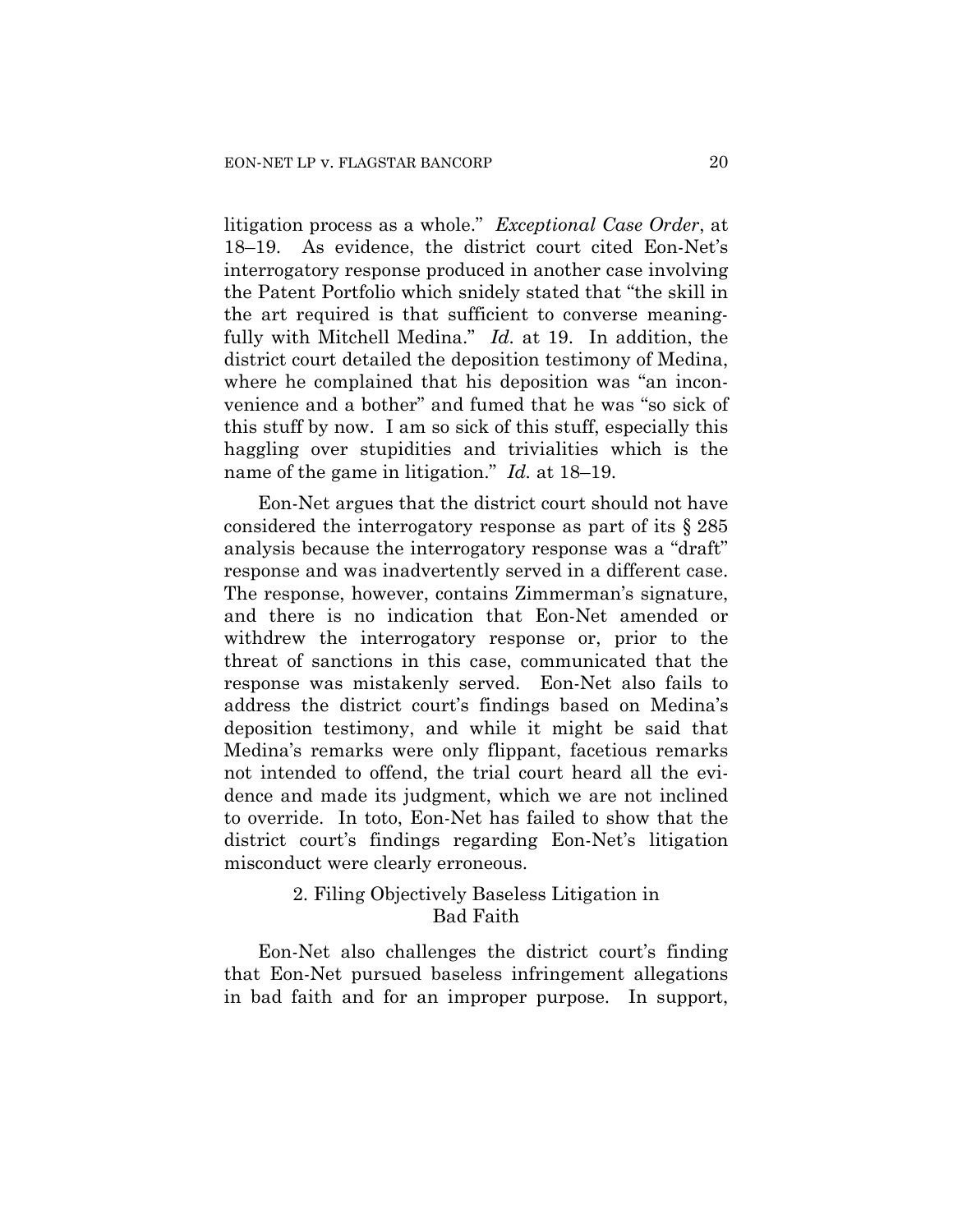litigation process as a whole." *Exceptional Case Order*, at 18–19. As evidence, the district court cited Eon-Net's interrogatory response produced in another case involving the Patent Portfolio which snidely stated that "the skill in the art required is that sufficient to converse meaningfully with Mitchell Medina." *Id.* at 19. In addition, the district court detailed the deposition testimony of Medina, where he complained that his deposition was "an inconvenience and a bother" and fumed that he was "so sick of this stuff by now. I am so sick of this stuff, especially this haggling over stupidities and trivialities which is the name of the game in litigation." *Id.* at 18–19.

Eon-Net argues that the district court should not have considered the interrogatory response as part of its § 285 analysis because the interrogatory response was a "draft" response and was inadvertently served in a different case. The response, however, contains Zimmerman's signature, and there is no indication that Eon-Net amended or withdrew the interrogatory response or, prior to the threat of sanctions in this case, communicated that the response was mistakenly served. Eon-Net also fails to address the district court's findings based on Medina's deposition testimony, and while it might be said that Medina's remarks were only flippant, facetious remarks not intended to offend, the trial court heard all the evidence and made its judgment, which we are not inclined to override. In toto, Eon-Net has failed to show that the district court's findings regarding Eon-Net's litigation misconduct were clearly erroneous.

### 2. Filing Objectively Baseless Litigation in Bad Faith

Eon-Net also challenges the district court's finding that Eon-Net pursued baseless infringement allegations in bad faith and for an improper purpose. In support,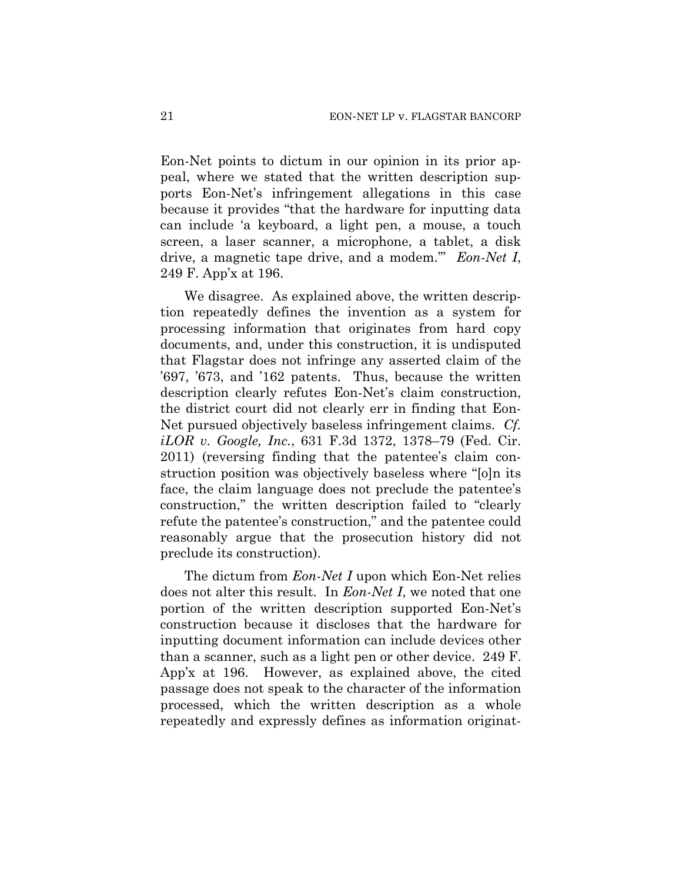Eon-Net points to dictum in our opinion in its prior appeal, where we stated that the written description supports Eon-Net's infringement allegations in this case because it provides "that the hardware for inputting data can include 'a keyboard, a light pen, a mouse, a touch screen, a laser scanner, a microphone, a tablet, a disk drive, a magnetic tape drive, and a modem.'" *Eon-Net I*, 249 F. App'x at 196.

We disagree. As explained above, the written description repeatedly defines the invention as a system for processing information that originates from hard copy documents, and, under this construction, it is undisputed that Flagstar does not infringe any asserted claim of the '697, '673, and '162 patents. Thus, because the written description clearly refutes Eon-Net's claim construction, the district court did not clearly err in finding that Eon-Net pursued objectively baseless infringement claims. *Cf. iLOR v. Google, Inc.*, 631 F.3d 1372, 1378–79 (Fed. Cir. 2011) (reversing finding that the patentee's claim construction position was objectively baseless where "[o]n its face, the claim language does not preclude the patentee's construction," the written description failed to "clearly refute the patentee's construction," and the patentee could reasonably argue that the prosecution history did not preclude its construction).

The dictum from *Eon-Net I* upon which Eon-Net relies does not alter this result. In *Eon-Net I*, we noted that one portion of the written description supported Eon-Net's construction because it discloses that the hardware for inputting document information can include devices other than a scanner, such as a light pen or other device. 249 F. App'x at 196. However, as explained above, the cited passage does not speak to the character of the information processed, which the written description as a whole repeatedly and expressly defines as information originat-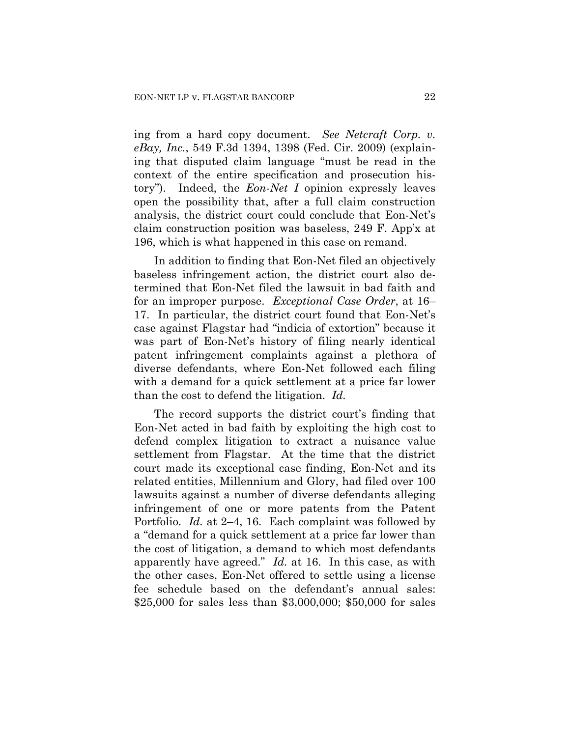ing from a hard copy document. *See Netcraft Corp. v. eBay, Inc.*, 549 F.3d 1394, 1398 (Fed. Cir. 2009) (explaining that disputed claim language "must be read in the context of the entire specification and prosecution history"). Indeed, the *Eon-Net I* opinion expressly leaves open the possibility that, after a full claim construction analysis, the district court could conclude that Eon-Net's claim construction position was baseless, 249 F. App'x at 196, which is what happened in this case on remand.

In addition to finding that Eon-Net filed an objectively baseless infringement action, the district court also determined that Eon-Net filed the lawsuit in bad faith and for an improper purpose. *Exceptional Case Order*, at 16–17. In particular, the district court found that Eon-Net's case against Flagstar had "indicia of extortion" because it was part of Eon-Net's history of filing nearly identical patent infringement complaints against a plethora of diverse defendants, where Eon-Net followed each filing with a demand for a quick settlement at a price far lower than the cost to defend the litigation. *Id.*

The record supports the district court's finding that Eon-Net acted in bad faith by exploiting the high cost to defend complex litigation to extract a nuisance value settlement from Flagstar. At the time that the district court made its exceptional case finding, Eon-Net and its related entities, Millennium and Glory, had filed over 100 lawsuits against a number of diverse defendants alleging infringement of one or more patents from the Patent Portfolio. *Id.* at 2–4, 16. Each complaint was followed by a "demand for a quick settlement at a price far lower than the cost of litigation, a demand to which most defendants apparently have agreed." *Id.* at 16. In this case, as with the other cases, Eon-Net offered to settle using a license fee schedule based on the defendant's annual sales: $25,000 for sales less than $3,000,000; $50,000 for sales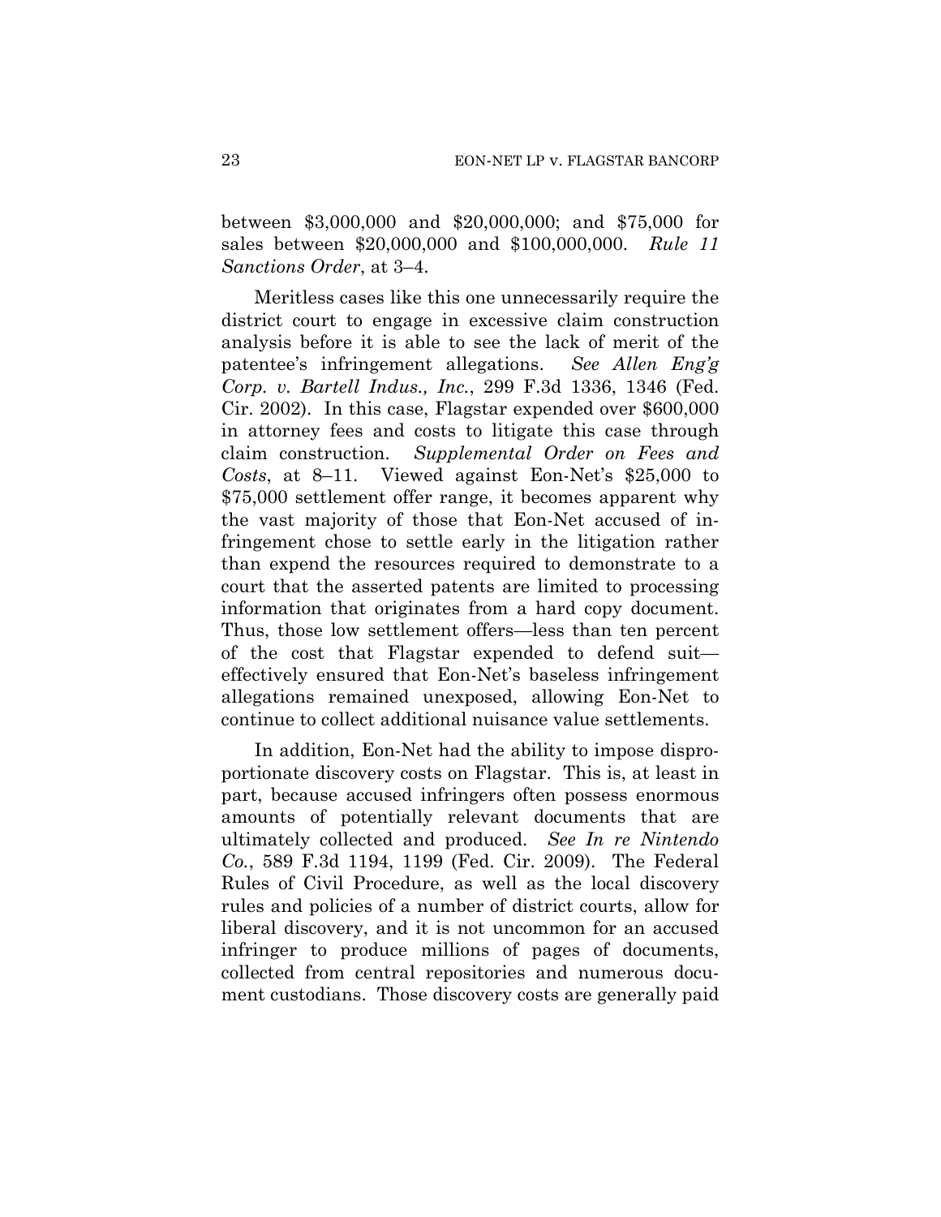between $3,000,000 and $20,000,000; and $75,000 for sales between $20,000,000 and $100,000,000. *Rule 11 Sanctions Order*, at 3–4.

Meritless cases like this one unnecessarily require the district court to engage in excessive claim construction analysis before it is able to see the lack of merit of the patentee's infringement allegations. *See Allen Eng'g Corp. v. Bartell Indus., Inc.*, 299 F.3d 1336, 1346 (Fed. Cir. 2002). In this case, Flagstar expended over $600,000 in attorney fees and costs to litigate this case through claim construction. *Supplemental Order on Fees and Costs*, at 8–11. Viewed against Eon-Net's $25,000 to $75,000 settlement offer range, it becomes apparent why the vast majority of those that Eon-Net accused of infringement chose to settle early in the litigation rather than expend the resources required to demonstrate to a court that the asserted patents are limited to processing information that originates from a hard copy document. Thus, those low settlement offers—less than ten percent of the cost that Flagstar expended to defend suit—effectively ensured that Eon-Net's baseless infringement allegations remained unexposed, allowing Eon-Net to continue to collect additional nuisance value settlements.

In addition, Eon-Net had the ability to impose disproportionate discovery costs on Flagstar. This is, at least in part, because accused infringers often possess enormous amounts of potentially relevant documents that are ultimately collected and produced. *See In re Nintendo Co.*, 589 F.3d 1194, 1199 (Fed. Cir. 2009). The Federal Rules of Civil Procedure, as well as the local discovery rules and policies of a number of district courts, allow for liberal discovery, and it is not uncommon for an accused infringer to produce millions of pages of documents, collected from central repositories and numerous document custodians. Those discovery costs are generally paid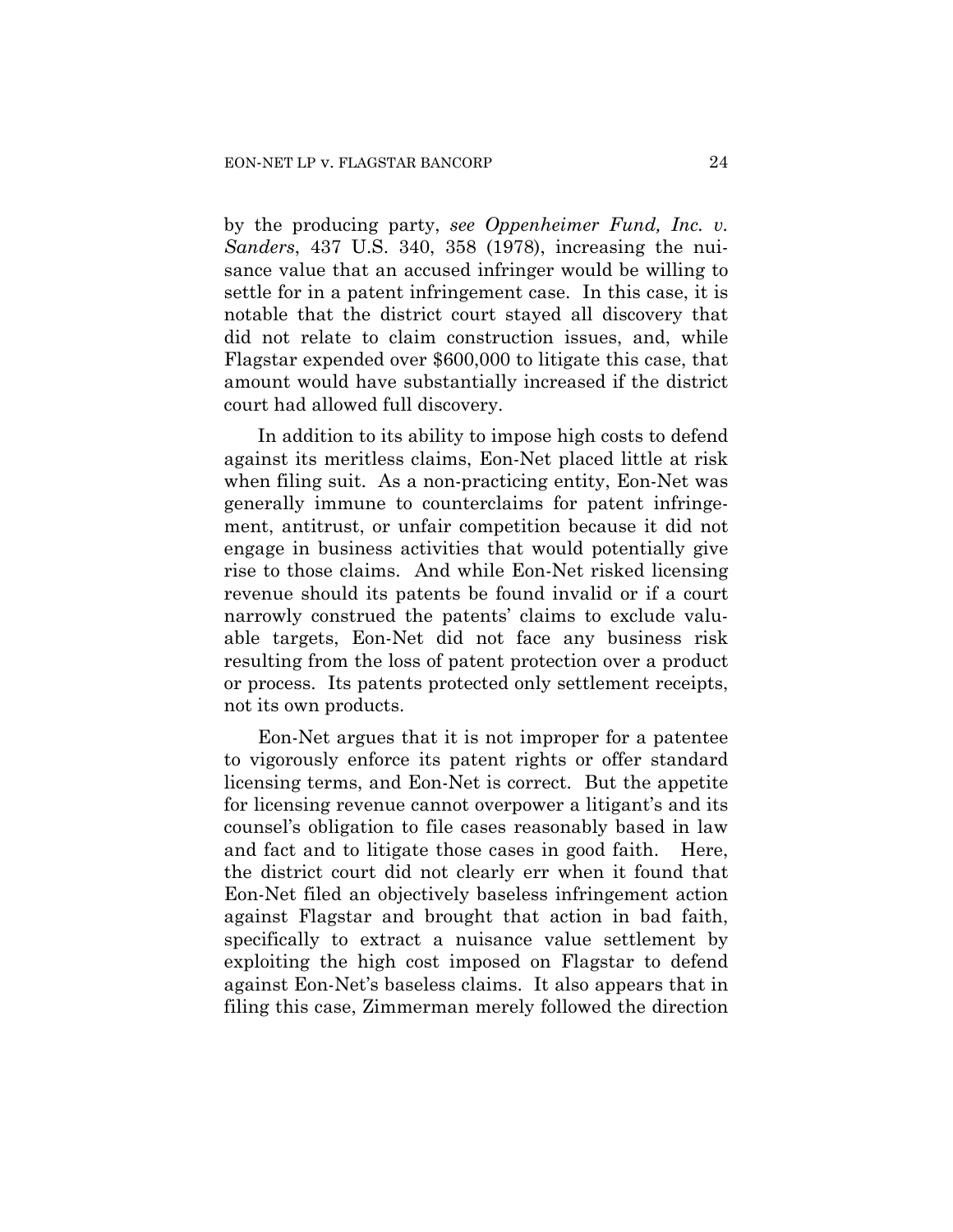by the producing party, *see Oppenheimer Fund, Inc. v. Sanders*, 437 U.S. 340, 358 (1978), increasing the nuisance value that an accused infringer would be willing to settle for in a patent infringement case. In this case, it is notable that the district court stayed all discovery that did not relate to claim construction issues, and, while Flagstar expended over $600,000 to litigate this case, that amount would have substantially increased if the district court had allowed full discovery.

In addition to its ability to impose high costs to defend against its meritless claims, Eon-Net placed little at risk when filing suit. As a non-practicing entity, Eon-Net was generally immune to counterclaims for patent infringement, antitrust, or unfair competition because it did not engage in business activities that would potentially give rise to those claims. And while Eon-Net risked licensing revenue should its patents be found invalid or if a court narrowly construed the patents' claims to exclude valuable targets, Eon-Net did not face any business risk resulting from the loss of patent protection over a product or process. Its patents protected only settlement receipts, not its own products.

Eon-Net argues that it is not improper for a patentee to vigorously enforce its patent rights or offer standard licensing terms, and Eon-Net is correct. But the appetite for licensing revenue cannot overpower a litigant's and its counsel's obligation to file cases reasonably based in law and fact and to litigate those cases in good faith. Here, the district court did not clearly err when it found that Eon-Net filed an objectively baseless infringement action against Flagstar and brought that action in bad faith, specifically to extract a nuisance value settlement by exploiting the high cost imposed on Flagstar to defend against Eon-Net's baseless claims. It also appears that in filing this case, Zimmerman merely followed the direction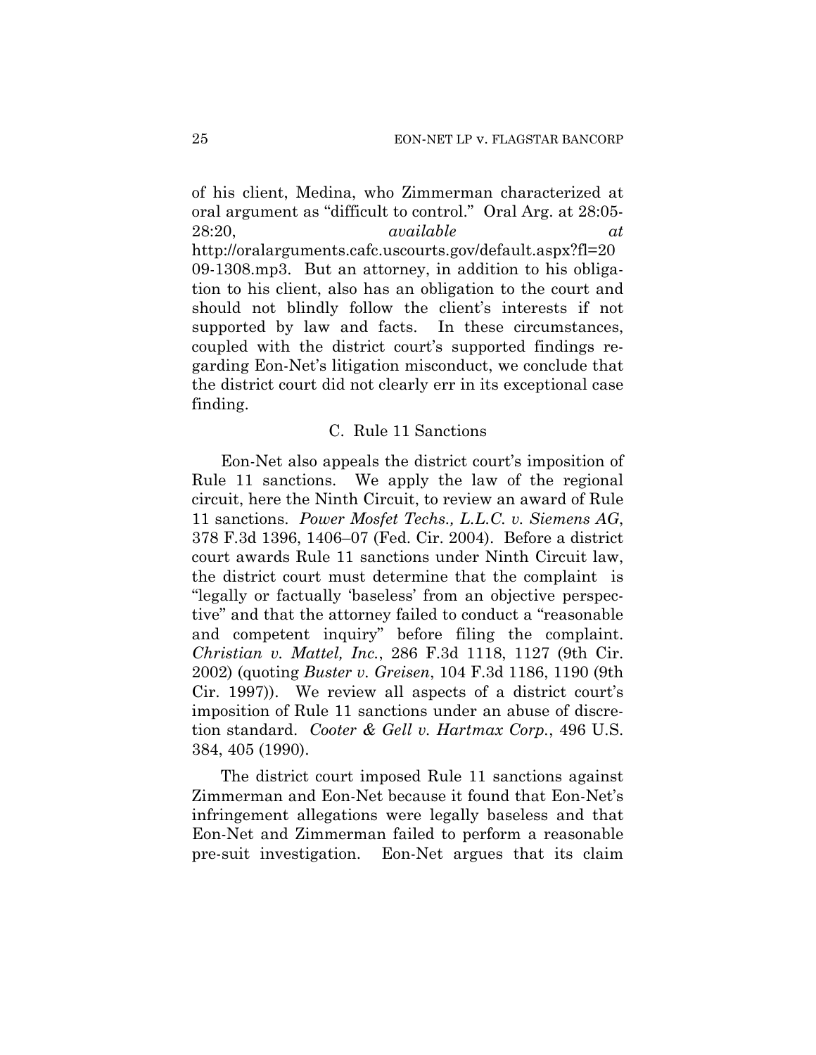of his client, Medina, who Zimmerman characterized at oral argument as "difficult to control." Oral Arg. at 28:05-28:20, *available at* http://oralarguments.cafc.uscourts.gov/default.aspx?fl=2009-1308.mp3. But an attorney, in addition to his obligation to his client, also has an obligation to the court and should not blindly follow the client's interests if not supported by law and facts. In these circumstances, coupled with the district court's supported findings regarding Eon-Net's litigation misconduct, we conclude that the district court did not clearly err in its exceptional case finding.

### C. Rule 11 Sanctions

Eon-Net also appeals the district court's imposition of Rule 11 sanctions. We apply the law of the regional circuit, here the Ninth Circuit, to review an award of Rule 11 sanctions. *Power Mosfet Techs., L.L.C. v. Siemens AG*, 378 F.3d 1396, 1406–07 (Fed. Cir. 2004). Before a district court awards Rule 11 sanctions under Ninth Circuit law, the district court must determine that the complaint is "legally or factually 'baseless' from an objective perspective" and that the attorney failed to conduct a "reasonable and competent inquiry" before filing the complaint. *Christian v. Mattel, Inc.*, 286 F.3d 1118, 1127 (9th Cir. 2002) (quoting *Buster v. Greisen*, 104 F.3d 1186, 1190 (9th Cir. 1997)). We review all aspects of a district court's imposition of Rule 11 sanctions under an abuse of discretion standard. *Cooter & Gell v. Hartmax Corp.*, 496 U.S. 384, 405 (1990).

The district court imposed Rule 11 sanctions against Zimmerman and Eon-Net because it found that Eon-Net's infringement allegations were legally baseless and that Eon-Net and Zimmerman failed to perform a reasonable pre-suit investigation. Eon-Net argues that its claim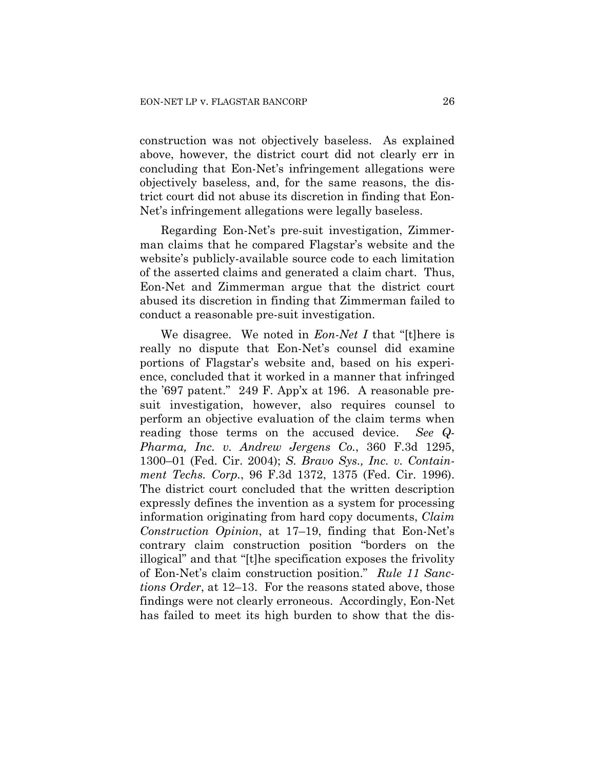construction was not objectively baseless. As explained above, however, the district court did not clearly err in concluding that Eon-Net's infringement allegations were objectively baseless, and, for the same reasons, the district court did not abuse its discretion in finding that Eon-Net's infringement allegations were legally baseless.

Regarding Eon-Net's pre-suit investigation, Zimmerman claims that he compared Flagstar's website and the website's publicly-available source code to each limitation of the asserted claims and generated a claim chart. Thus, Eon-Net and Zimmerman argue that the district court abused its discretion in finding that Zimmerman failed to conduct a reasonable pre-suit investigation.

We disagree. We noted in *Eon-Net I* that "[t]here is really no dispute that Eon-Net's counsel did examine portions of Flagstar's website and, based on his experience, concluded that it worked in a manner that infringed the '697 patent." 249 F. App'x at 196. A reasonable pre-suit investigation, however, also requires counsel to perform an objective evaluation of the claim terms when reading those terms on the accused device. *See Q-Pharma, Inc. v. Andrew Jergens Co.*, 360 F.3d 1295, 1300–01 (Fed. Cir. 2004); *S. Bravo Sys., Inc. v. Containment Techs. Corp.*, 96 F.3d 1372, 1375 (Fed. Cir. 1996). The district court concluded that the written description expressly defines the invention as a system for processing information originating from hard copy documents, *Claim Construction Opinion*, at 17–19, finding that Eon-Net's contrary claim construction position "borders on the illogical" and that "[t]he specification exposes the frivolity of Eon-Net's claim construction position." *Rule 11 Sanctions Order*, at 12–13. For the reasons stated above, those findings were not clearly erroneous. Accordingly, Eon-Net has failed to meet its high burden to show that the dis-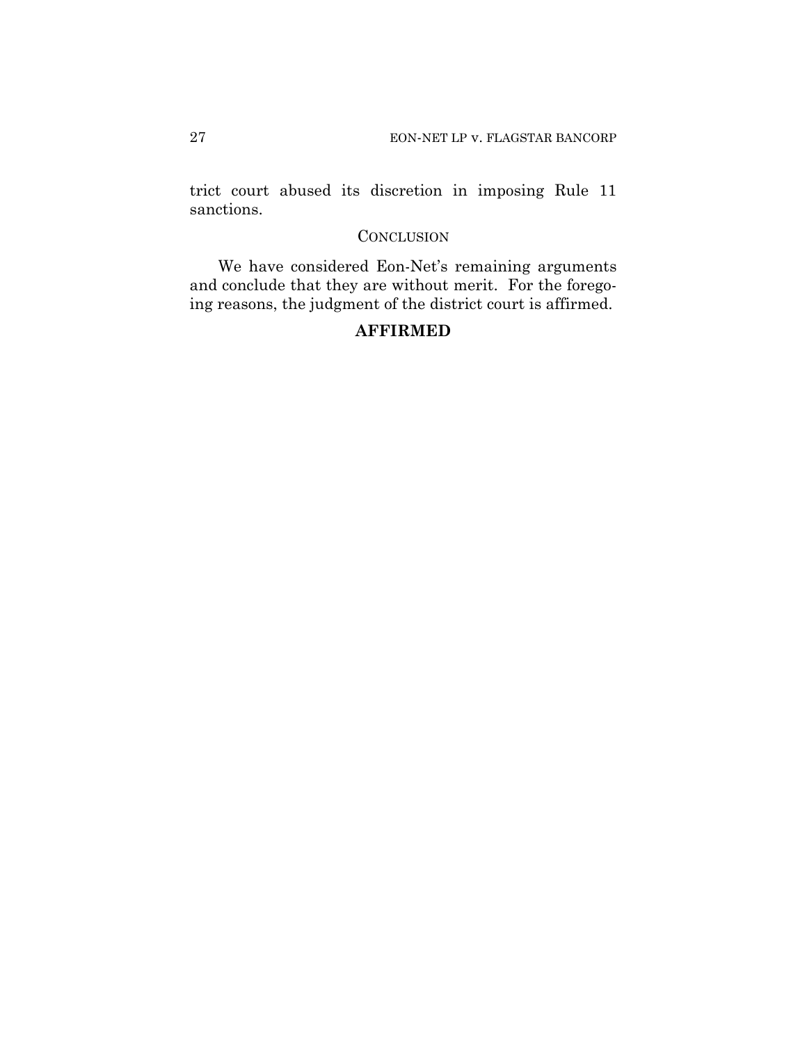trict court abused its discretion in imposing Rule 11 sanctions.

## CONCLUSION

We have considered Eon-Net's remaining arguments and conclude that they are without merit. For the foregoing reasons, the judgment of the district court is affirmed.

**AFFIRMED**